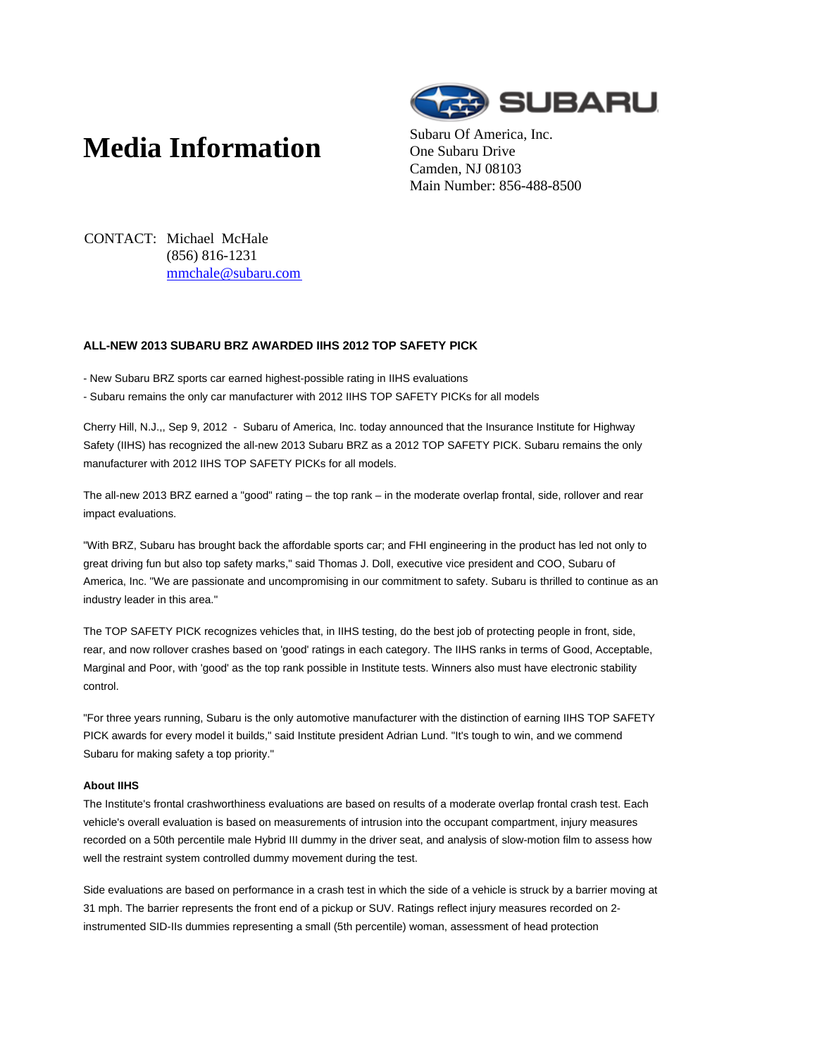# Media Information

Subaru Of America, Inc.
One Subaru Drive
Camden, NJ 08103
Main Number: 856-488-8500

CONTACT: Michael McHale
(856) 816-1231
mmchale@subaru.com

**ALL-NEW 2013 SUBARU BRZ AWARDED IIHS 2012 TOP SAFETY PICK**

- New Subaru BRZ sports car earned highest-possible rating in IIHS evaluations
- Subaru remains the only car manufacturer with 2012 IIHS TOP SAFETY PICKs for all models

Cherry Hill, N.J.,, Sep 9, 2012 - Subaru of America, Inc. today announced that the Insurance Institute for Highway Safety (IIHS) has recognized the all-new 2013 Subaru BRZ as a 2012 TOP SAFETY PICK. Subaru remains the only manufacturer with 2012 IIHS TOP SAFETY PICKs for all models.

The all-new 2013 BRZ earned a "good" rating – the top rank – in the moderate overlap frontal, side, rollover and rear impact evaluations.

"With BRZ, Subaru has brought back the affordable sports car; and FHI engineering in the product has led not only to great driving fun but also top safety marks," said Thomas J. Doll, executive vice president and COO, Subaru of America, Inc. "We are passionate and uncompromising in our commitment to safety. Subaru is thrilled to continue as an industry leader in this area."

The TOP SAFETY PICK recognizes vehicles that, in IIHS testing, do the best job of protecting people in front, side, rear, and now rollover crashes based on 'good' ratings in each category. The IIHS ranks in terms of Good, Acceptable, Marginal and Poor, with 'good' as the top rank possible in Institute tests. Winners also must have electronic stability control.

"For three years running, Subaru is the only automotive manufacturer with the distinction of earning IIHS TOP SAFETY PICK awards for every model it builds," said Institute president Adrian Lund. "It's tough to win, and we commend Subaru for making safety a top priority."

**About IIHS**

The Institute's frontal crashworthiness evaluations are based on results of a moderate overlap frontal crash test. Each vehicle's overall evaluation is based on measurements of intrusion into the occupant compartment, injury measures recorded on a 50th percentile male Hybrid III dummy in the driver seat, and analysis of slow-motion film to assess how well the restraint system controlled dummy movement during the test.

Side evaluations are based on performance in a crash test in which the side of a vehicle is struck by a barrier moving at 31 mph. The barrier represents the front end of a pickup or SUV. Ratings reflect injury measures recorded on 2-instrumented SID-IIs dummies representing a small (5th percentile) woman, assessment of head protection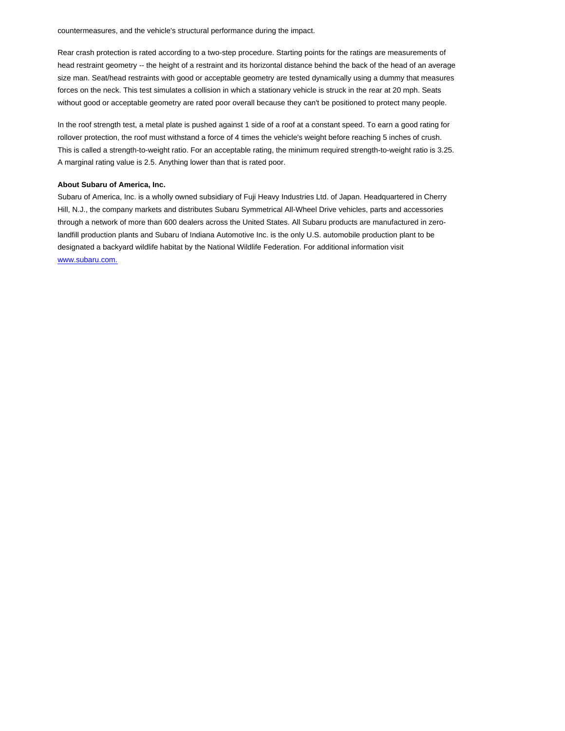countermeasures, and the vehicle's structural performance during the impact.

Rear crash protection is rated according to a two-step procedure. Starting points for the ratings are measurements of head restraint geometry -- the height of a restraint and its horizontal distance behind the back of the head of an average size man. Seat/head restraints with good or acceptable geometry are tested dynamically using a dummy that measures forces on the neck. This test simulates a collision in which a stationary vehicle is struck in the rear at 20 mph. Seats without good or acceptable geometry are rated poor overall because they can't be positioned to protect many people.

In the roof strength test, a metal plate is pushed against 1 side of a roof at a constant speed. To earn a good rating for rollover protection, the roof must withstand a force of 4 times the vehicle's weight before reaching 5 inches of crush. This is called a strength-to-weight ratio. For an acceptable rating, the minimum required strength-to-weight ratio is 3.25. A marginal rating value is 2.5. Anything lower than that is rated poor.

**About Subaru of America, Inc.**

Subaru of America, Inc. is a wholly owned subsidiary of Fuji Heavy Industries Ltd. of Japan. Headquartered in Cherry Hill, N.J., the company markets and distributes Subaru Symmetrical All-Wheel Drive vehicles, parts and accessories through a network of more than 600 dealers across the United States. All Subaru products are manufactured in zero-landfill production plants and Subaru of Indiana Automotive Inc. is the only U.S. automobile production plant to be designated a backyard wildlife habitat by the National Wildlife Federation. For additional information visit www.subaru.com.